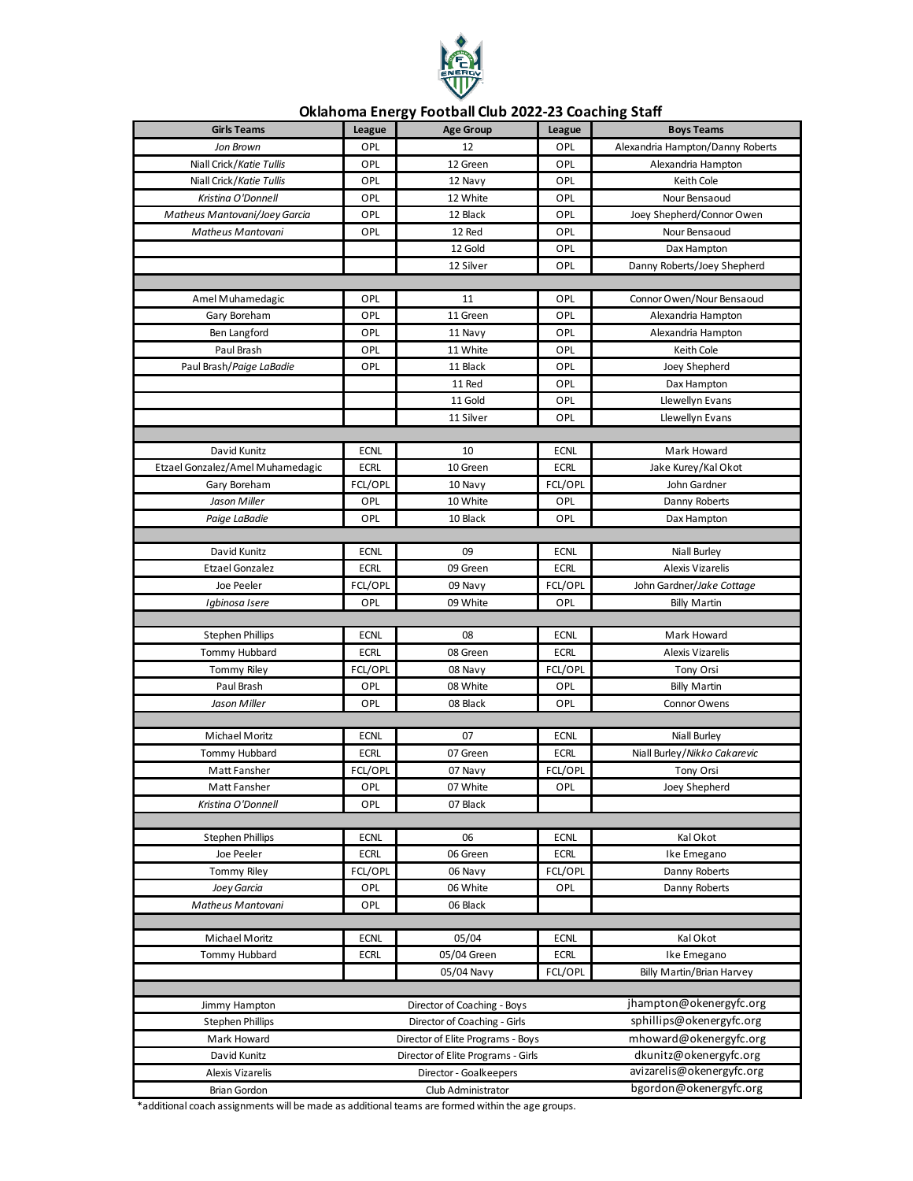# Oklahoma Energy Football Club 2022-23 Coaching Staff

| Girls Teams | League | Age Group | League | Boys Teams |
|---|---|---|---|---|
| *Jon Brown* | OPL | 12 | OPL | Alexandria Hampton/Danny Roberts |
| Niall Crick/*Katie Tullis* | OPL | 12 Green | OPL | Alexandria Hampton |
| Niall Crick/*Katie Tullis* | OPL | 12 Navy | OPL | Keith Cole |
| *Kristina O'Donnell* | OPL | 12 White | OPL | Nour Bensaoud |
| *Matheus Mantovani/Joey Garcia* | OPL | 12 Black | OPL | Joey Shepherd/Connor Owen |
| *Matheus Mantovani* | OPL | 12 Red | OPL | Nour Bensaoud |
| | | 12 Gold | OPL | Dax Hampton |
| | | 12 Silver | OPL | Danny Roberts/Joey Shepherd |
| | | | | |
| Amel Muhamedagic | OPL | 11 | OPL | Connor Owen/Nour Bensaoud |
| Gary Boreham | OPL | 11 Green | OPL | Alexandria Hampton |
| Ben Langford | OPL | 11 Navy | OPL | Alexandria Hampton |
| Paul Brash | OPL | 11 White | OPL | Keith Cole |
| Paul Brash/*Paige LaBadie* | OPL | 11 Black | OPL | Joey Shepherd |
| | | 11 Red | OPL | Dax Hampton |
| | | 11 Gold | OPL | Llewellyn Evans |
| | | 11 Silver | OPL | Llewellyn Evans |
| | | | | |
| David Kunitz | ECNL | 10 | ECNL | Mark Howard |
| Etzael Gonzalez/Amel Muhamedagic | ECRL | 10 Green | ECRL | Jake Kurey/Kal Okot |
| Gary Boreham | FCL/OPL | 10 Navy | FCL/OPL | John Gardner |
| *Jason Miller* | OPL | 10 White | OPL | Danny Roberts |
| *Paige LaBadie* | OPL | 10 Black | OPL | Dax Hampton |
| | | | | |
| David Kunitz | ECNL | 09 | ECNL | Niall Burley |
| Etzael Gonzalez | ECRL | 09 Green | ECRL | Alexis Vizarelis |
| Joe Peeler | FCL/OPL | 09 Navy | FCL/OPL | John Gardner/*Jake Cottage* |
| *Igbinosa Isere* | OPL | 09 White | OPL | Billy Martin |
| | | | | |
| Stephen Phillips | ECNL | 08 | ECNL | Mark Howard |
| Tommy Hubbard | ECRL | 08 Green | ECRL | Alexis Vizarelis |
| Tommy Riley | FCL/OPL | 08 Navy | FCL/OPL | Tony Orsi |
| Paul Brash | OPL | 08 White | OPL | Billy Martin |
| *Jason Miller* | OPL | 08 Black | OPL | Connor Owens |
| | | | | |
| Michael Moritz | ECNL | 07 | ECNL | Niall Burley |
| Tommy Hubbard | ECRL | 07 Green | ECRL | Niall Burley/*Nikko Cakarevic* |
| Matt Fansher | FCL/OPL | 07 Navy | FCL/OPL | Tony Orsi |
| Matt Fansher | OPL | 07 White | OPL | Joey Shepherd |
| *Kristina O'Donnell* | OPL | 07 Black | | |
| | | | | |
| Stephen Phillips | ECNL | 06 | ECNL | Kal Okot |
| Joe Peeler | ECRL | 06 Green | ECRL | Ike Emegano |
| Tommy Riley | FCL/OPL | 06 Navy | FCL/OPL | Danny Roberts |
| *Joey Garcia* | OPL | 06 White | OPL | Danny Roberts |
| *Matheus Mantovani* | OPL | 06 Black | | |
| | | | | |
| Michael Moritz | ECNL | 05/04 | ECNL | Kal Okot |
| Tommy Hubbard | ECRL | 05/04 Green | ECRL | Ike Emegano |
| | | 05/04 Navy | FCL/OPL | Billy Martin/Brian Harvey |

| Name | Title | Email |
|---|---|---|
| Jimmy Hampton | Director of Coaching - Boys | jhampton@okenergyfc.org |
| Stephen Phillips | Director of Coaching - Girls | sphillips@okenergyfc.org |
| Mark Howard | Director of Elite Programs - Boys | mhoward@okenergyfc.org |
| David Kunitz | Director of Elite Programs - Girls | dkunitz@okenergyfc.org |
| Alexis Vizarelis | Director - Goalkeepers | avizarelis@okenergyfc.org |
| Brian Gordon | Club Administrator | bgordon@okenergyfc.org |

*additional coach assignments will be made as additional teams are formed within the age groups.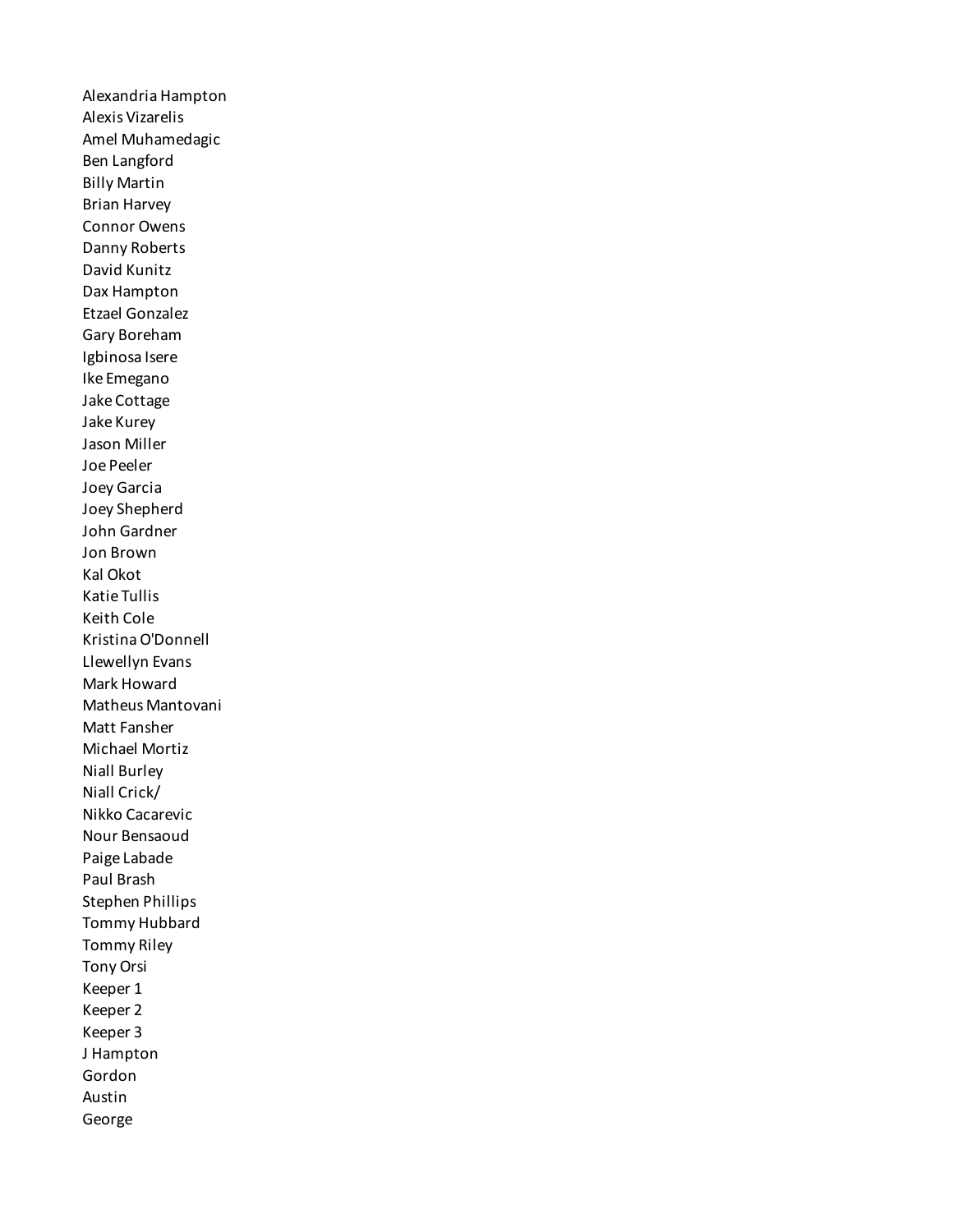Alexandria Hampton
Alexis Vizarelis
Amel Muhamedagic
Ben Langford
Billy Martin
Brian Harvey
Connor Owens
Danny Roberts
David Kunitz
Dax Hampton
Etzael Gonzalez
Gary Boreham
Igbinosa Isere
Ike Emegano
Jake Cottage
Jake Kurey
Jason Miller
Joe Peeler
Joey Garcia
Joey Shepherd
John Gardner
Jon Brown
Kal Okot
Katie Tullis
Keith Cole
Kristina O'Donnell
Llewellyn Evans
Mark Howard
Matheus Mantovani
Matt Fansher
Michael Mortiz
Niall Burley
Niall Crick/
Nikko Cacarevic
Nour Bensaoud
Paige Labade
Paul Brash
Stephen Phillips
Tommy Hubbard
Tommy Riley
Tony Orsi
Keeper 1
Keeper 2
Keeper 3
J Hampton
Gordon
Austin
George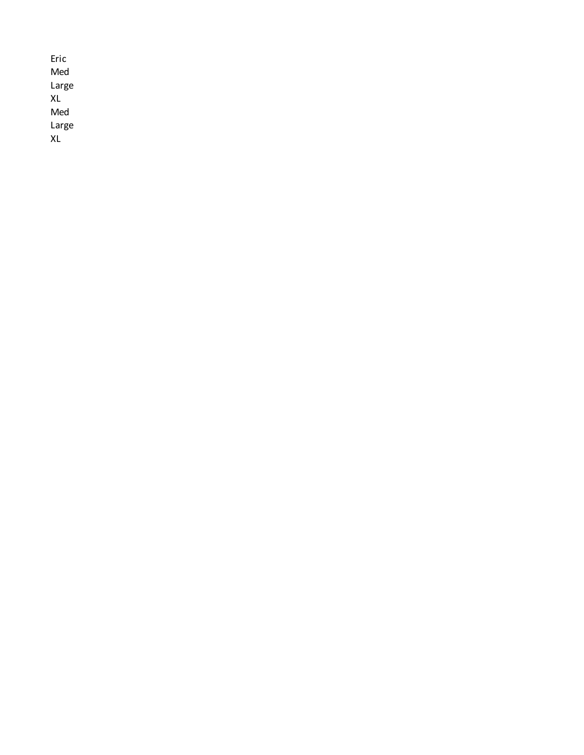Eric
Med
Large
XL
Med
Large
XL